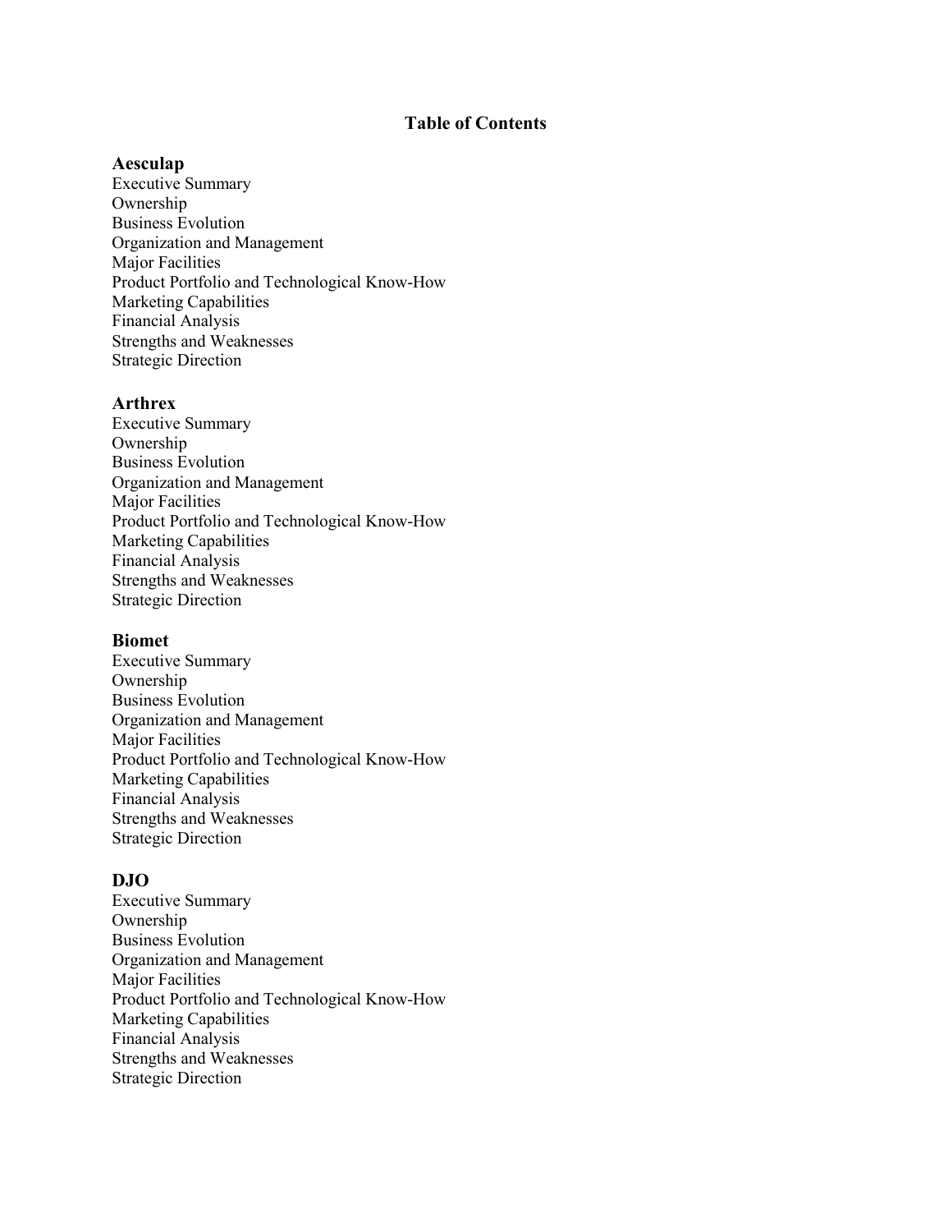# Table of Contents

## Aesculap

Executive Summary
Ownership
Business Evolution
Organization and Management
Major Facilities
Product Portfolio and Technological Know-How
Marketing Capabilities
Financial Analysis
Strengths and Weaknesses
Strategic Direction

## Arthrex

Executive Summary
Ownership
Business Evolution
Organization and Management
Major Facilities
Product Portfolio and Technological Know-How
Marketing Capabilities
Financial Analysis
Strengths and Weaknesses
Strategic Direction

## Biomet

Executive Summary
Ownership
Business Evolution
Organization and Management
Major Facilities
Product Portfolio and Technological Know-How
Marketing Capabilities
Financial Analysis
Strengths and Weaknesses
Strategic Direction

## DJO

Executive Summary
Ownership
Business Evolution
Organization and Management
Major Facilities
Product Portfolio and Technological Know-How
Marketing Capabilities
Financial Analysis
Strengths and Weaknesses
Strategic Direction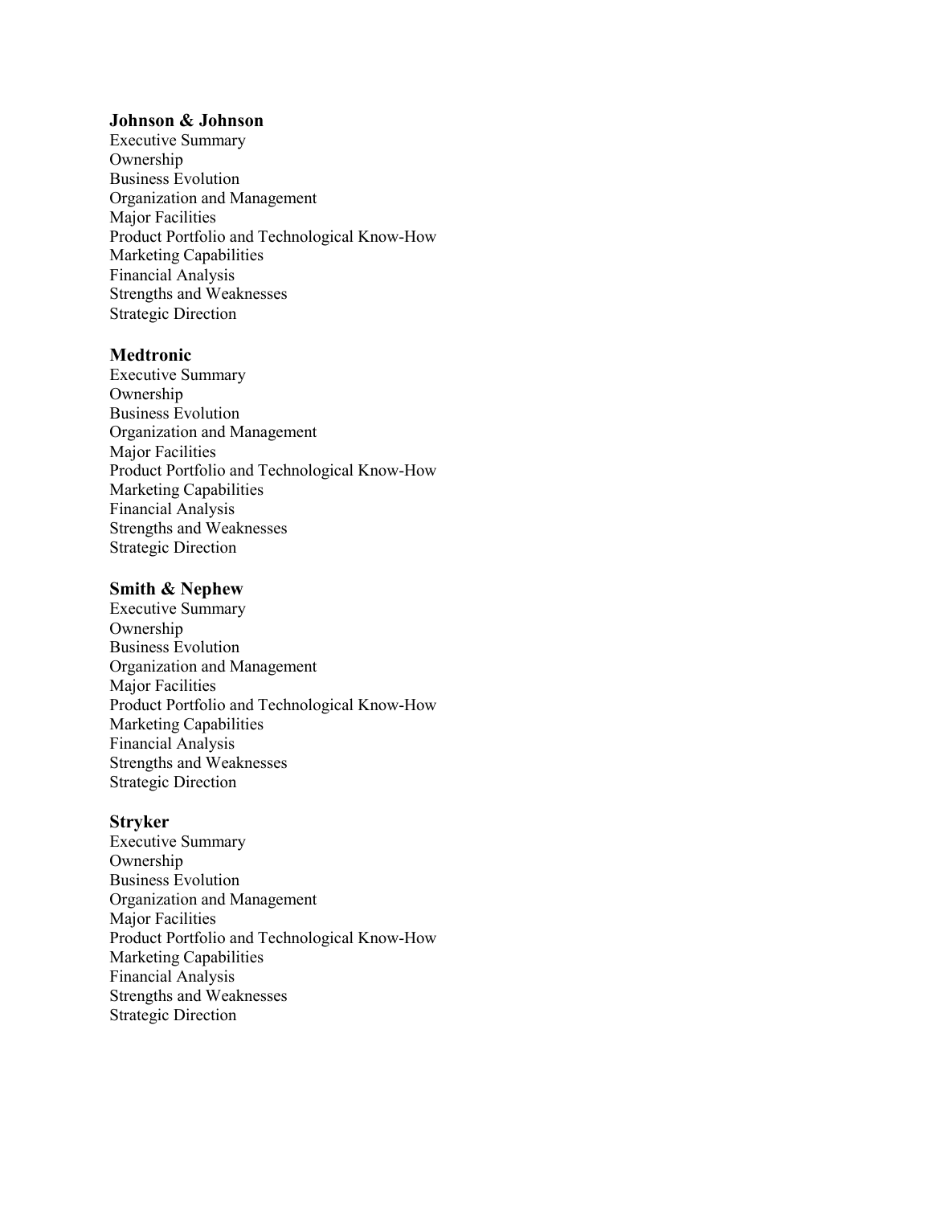**Johnson & Johnson**
Executive Summary
Ownership
Business Evolution
Organization and Management
Major Facilities
Product Portfolio and Technological Know-How
Marketing Capabilities
Financial Analysis
Strengths and Weaknesses
Strategic Direction

**Medtronic**
Executive Summary
Ownership
Business Evolution
Organization and Management
Major Facilities
Product Portfolio and Technological Know-How
Marketing Capabilities
Financial Analysis
Strengths and Weaknesses
Strategic Direction

**Smith & Nephew**
Executive Summary
Ownership
Business Evolution
Organization and Management
Major Facilities
Product Portfolio and Technological Know-How
Marketing Capabilities
Financial Analysis
Strengths and Weaknesses
Strategic Direction

**Stryker**
Executive Summary
Ownership
Business Evolution
Organization and Management
Major Facilities
Product Portfolio and Technological Know-How
Marketing Capabilities
Financial Analysis
Strengths and Weaknesses
Strategic Direction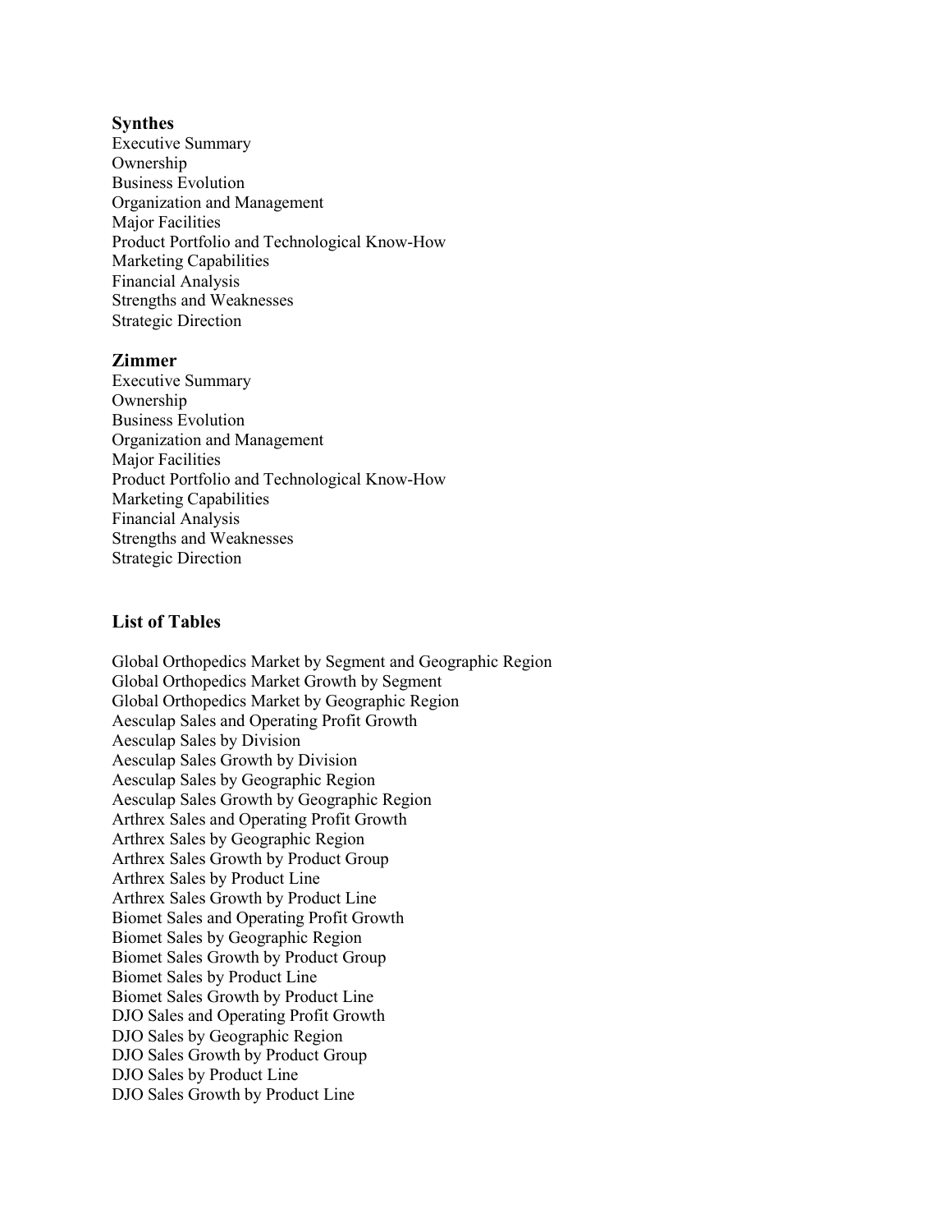### Synthes

Executive Summary
Ownership
Business Evolution
Organization and Management
Major Facilities
Product Portfolio and Technological Know-How
Marketing Capabilities
Financial Analysis
Strengths and Weaknesses
Strategic Direction

### Zimmer

Executive Summary
Ownership
Business Evolution
Organization and Management
Major Facilities
Product Portfolio and Technological Know-How
Marketing Capabilities
Financial Analysis
Strengths and Weaknesses
Strategic Direction

## List of Tables

Global Orthopedics Market by Segment and Geographic Region
Global Orthopedics Market Growth by Segment
Global Orthopedics Market by Geographic Region
Aesculap Sales and Operating Profit Growth
Aesculap Sales by Division
Aesculap Sales Growth by Division
Aesculap Sales by Geographic Region
Aesculap Sales Growth by Geographic Region
Arthrex Sales and Operating Profit Growth
Arthrex Sales by Geographic Region
Arthrex Sales Growth by Product Group
Arthrex Sales by Product Line
Arthrex Sales Growth by Product Line
Biomet Sales and Operating Profit Growth
Biomet Sales by Geographic Region
Biomet Sales Growth by Product Group
Biomet Sales by Product Line
Biomet Sales Growth by Product Line
DJO Sales and Operating Profit Growth
DJO Sales by Geographic Region
DJO Sales Growth by Product Group
DJO Sales by Product Line
DJO Sales Growth by Product Line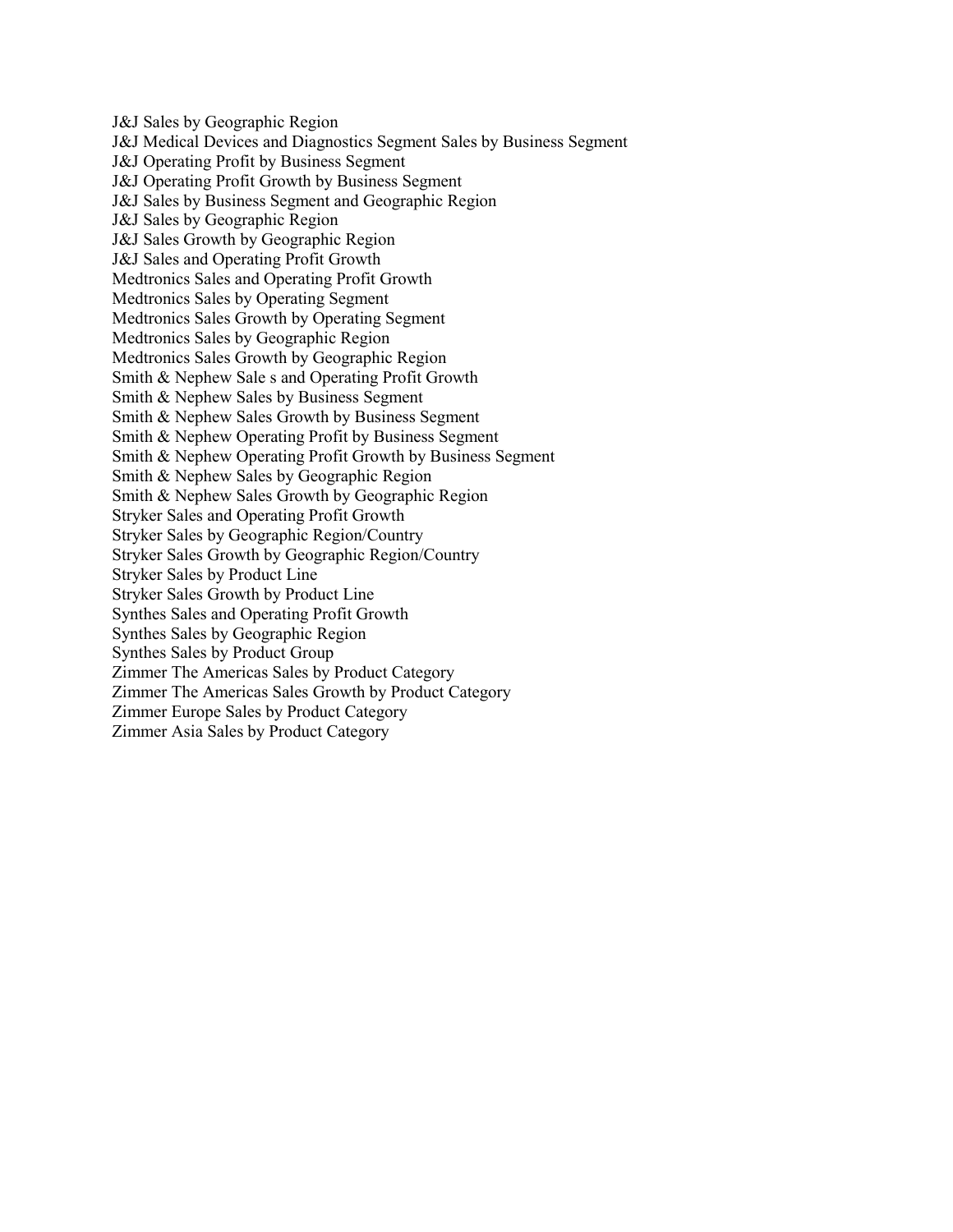J&J Sales by Geographic Region
J&J Medical Devices and Diagnostics Segment Sales by Business Segment
J&J Operating Profit by Business Segment
J&J Operating Profit Growth by Business Segment
J&J Sales by Business Segment and Geographic Region
J&J Sales by Geographic Region
J&J Sales Growth by Geographic Region
J&J Sales and Operating Profit Growth
Medtronics Sales and Operating Profit Growth
Medtronics Sales by Operating Segment
Medtronics Sales Growth by Operating Segment
Medtronics Sales by Geographic Region
Medtronics Sales Growth by Geographic Region
Smith & Nephew Sale s and Operating Profit Growth
Smith & Nephew Sales by Business Segment
Smith & Nephew Sales Growth by Business Segment
Smith & Nephew Operating Profit by Business Segment
Smith & Nephew Operating Profit Growth by Business Segment
Smith & Nephew Sales by Geographic Region
Smith & Nephew Sales Growth by Geographic Region
Stryker Sales and Operating Profit Growth
Stryker Sales by Geographic Region/Country
Stryker Sales Growth by Geographic Region/Country
Stryker Sales by Product Line
Stryker Sales Growth by Product Line
Synthes Sales and Operating Profit Growth
Synthes Sales by Geographic Region
Synthes Sales by Product Group
Zimmer The Americas Sales by Product Category
Zimmer The Americas Sales Growth by Product Category
Zimmer Europe Sales by Product Category
Zimmer Asia Sales by Product Category